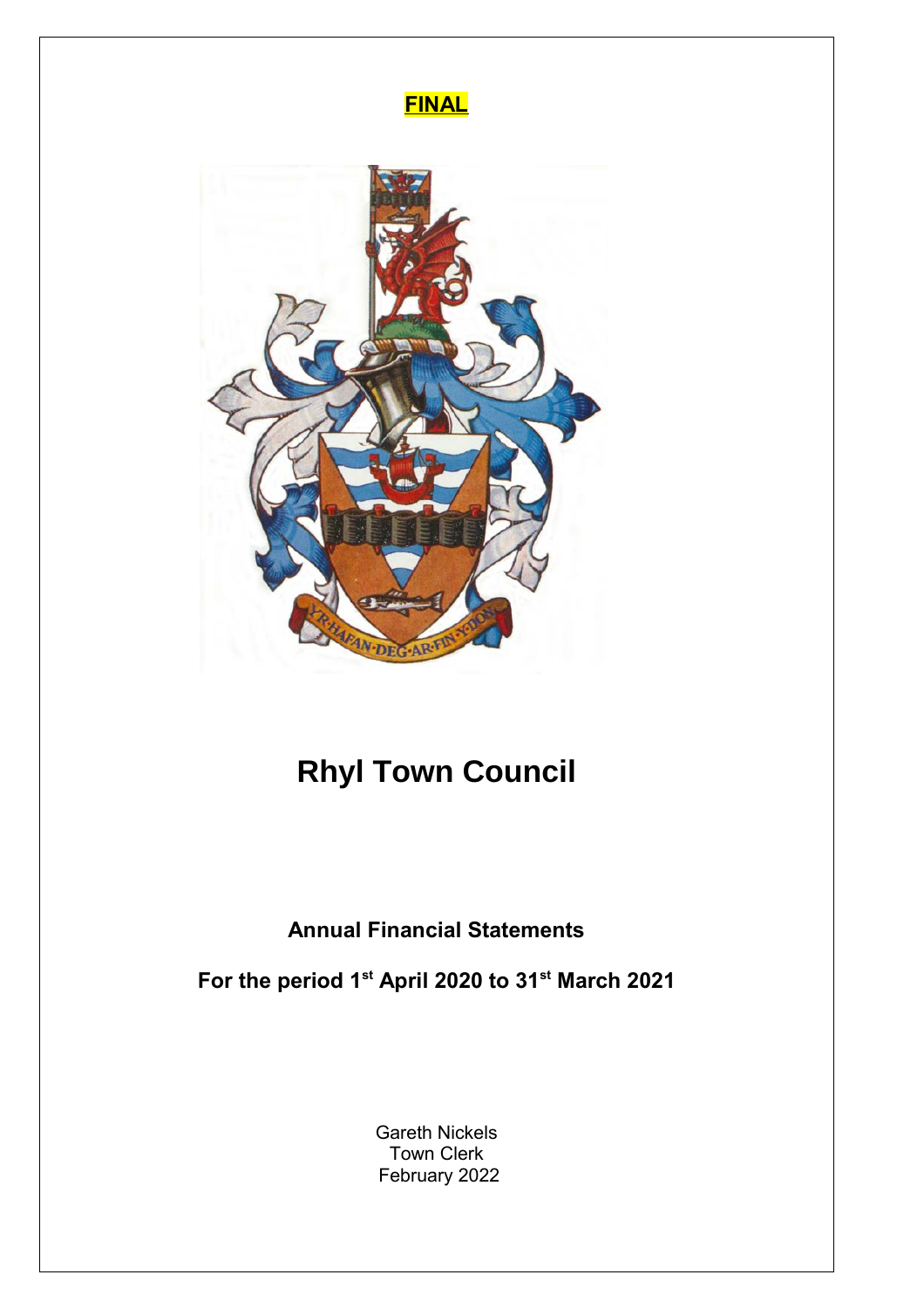**FINAL**

# Rhyl Town Council

**Annual Financial Statements**

**For the period 1st April 2020 to 31st March 2021**

Gareth Nickels
Town Clerk
February 2022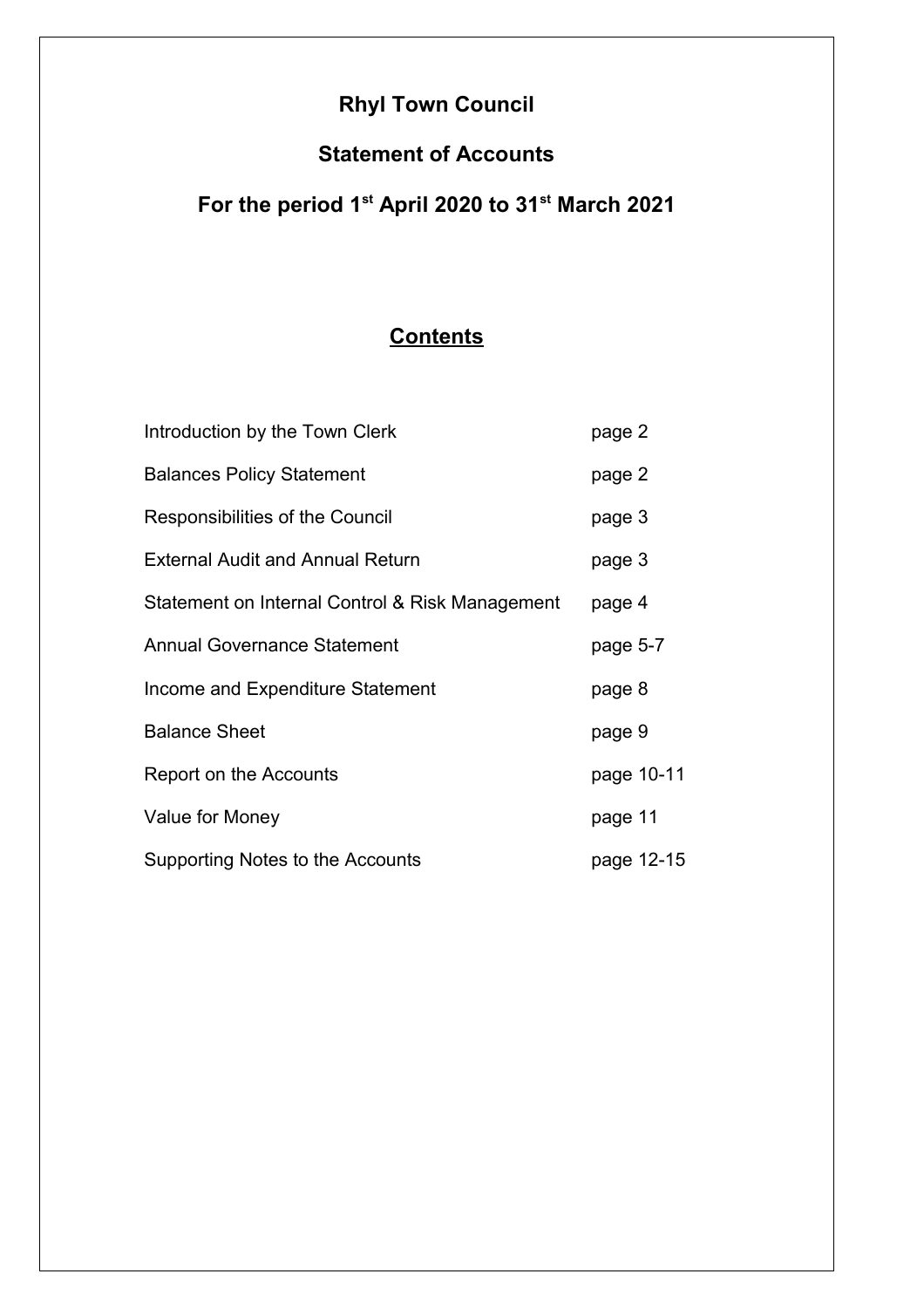# Rhyl Town Council

## Statement of Accounts

## For the period 1st April 2020 to 31st March 2021

## Contents

| | |
|---|---|
| Introduction by the Town Clerk | page 2 |
| Balances Policy Statement | page 2 |
| Responsibilities of the Council | page 3 |
| External Audit and Annual Return | page 3 |
| Statement on Internal Control & Risk Management | page 4 |
| Annual Governance Statement | page 5-7 |
| Income and Expenditure Statement | page 8 |
| Balance Sheet | page 9 |
| Report on the Accounts | page 10-11 |
| Value for Money | page 11 |
| Supporting Notes to the Accounts | page 12-15 |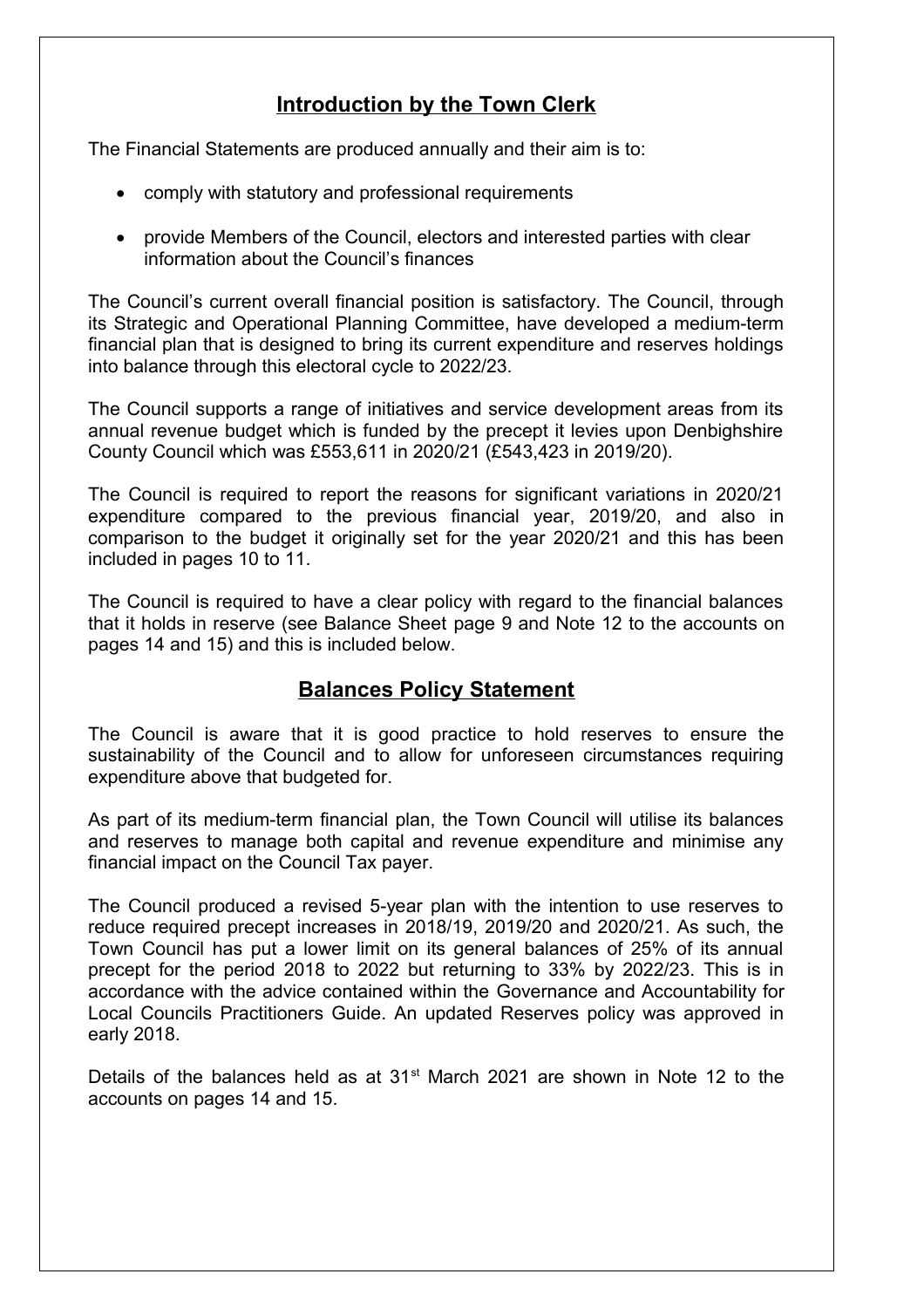## Introduction by the Town Clerk

The Financial Statements are produced annually and their aim is to:

- comply with statutory and professional requirements
- provide Members of the Council, electors and interested parties with clear information about the Council's finances

The Council's current overall financial position is satisfactory. The Council, through its Strategic and Operational Planning Committee, have developed a medium-term financial plan that is designed to bring its current expenditure and reserves holdings into balance through this electoral cycle to 2022/23.

The Council supports a range of initiatives and service development areas from its annual revenue budget which is funded by the precept it levies upon Denbighshire County Council which was £553,611 in 2020/21 (£543,423 in 2019/20).

The Council is required to report the reasons for significant variations in 2020/21 expenditure compared to the previous financial year, 2019/20, and also in comparison to the budget it originally set for the year 2020/21 and this has been included in pages 10 to 11.

The Council is required to have a clear policy with regard to the financial balances that it holds in reserve (see Balance Sheet page 9 and Note 12 to the accounts on pages 14 and 15) and this is included below.

## Balances Policy Statement

The Council is aware that it is good practice to hold reserves to ensure the sustainability of the Council and to allow for unforeseen circumstances requiring expenditure above that budgeted for.

As part of its medium-term financial plan, the Town Council will utilise its balances and reserves to manage both capital and revenue expenditure and minimise any financial impact on the Council Tax payer.

The Council produced a revised 5-year plan with the intention to use reserves to reduce required precept increases in 2018/19, 2019/20 and 2020/21. As such, the Town Council has put a lower limit on its general balances of 25% of its annual precept for the period 2018 to 2022 but returning to 33% by 2022/23. This is in accordance with the advice contained within the Governance and Accountability for Local Councils Practitioners Guide. An updated Reserves policy was approved in early 2018.

Details of the balances held as at 31st March 2021 are shown in Note 12 to the accounts on pages 14 and 15.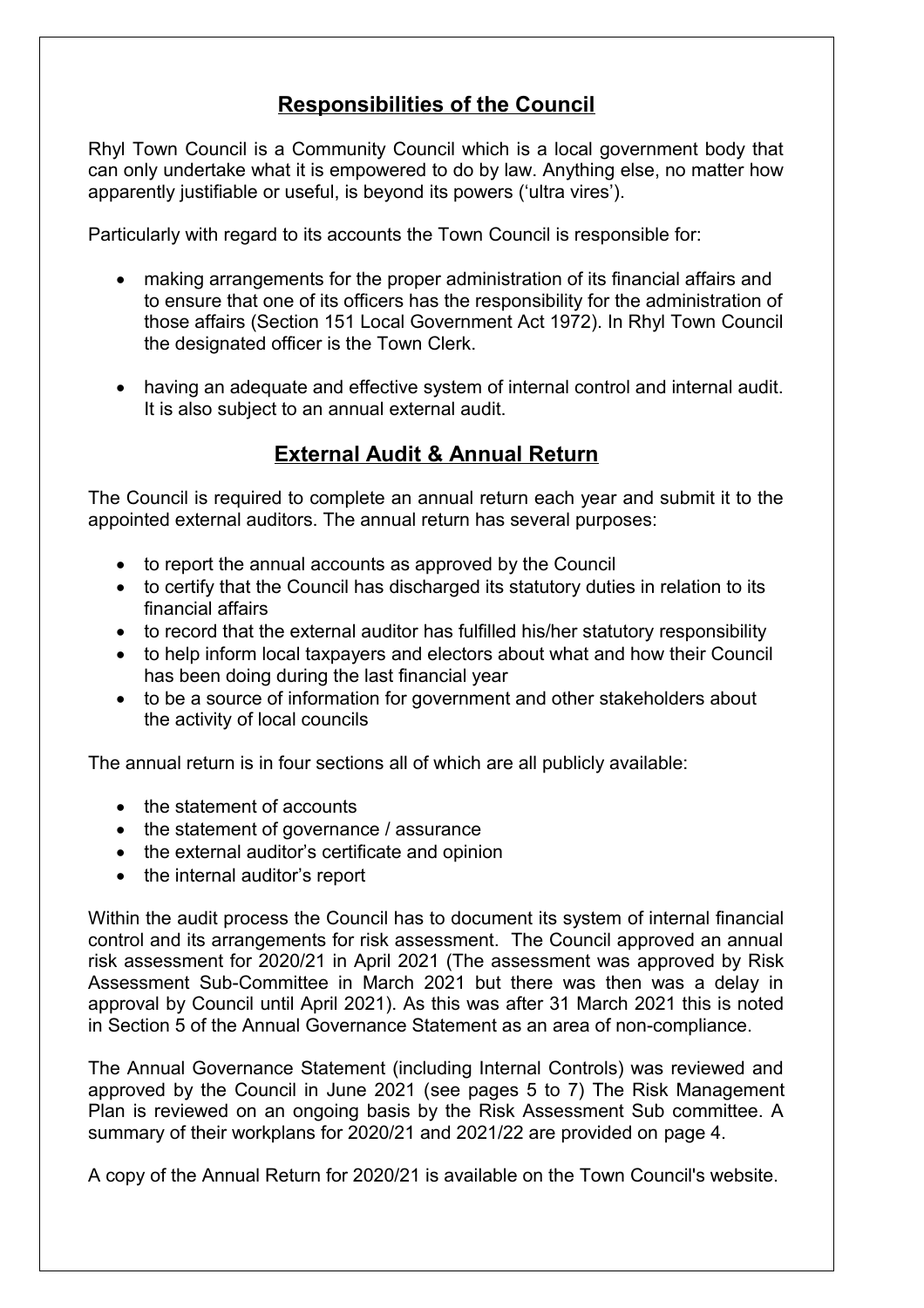## Responsibilities of the Council

Rhyl Town Council is a Community Council which is a local government body that can only undertake what it is empowered to do by law. Anything else, no matter how apparently justifiable or useful, is beyond its powers ('ultra vires').

Particularly with regard to its accounts the Town Council is responsible for:

- making arrangements for the proper administration of its financial affairs and to ensure that one of its officers has the responsibility for the administration of those affairs (Section 151 Local Government Act 1972). In Rhyl Town Council the designated officer is the Town Clerk.
- having an adequate and effective system of internal control and internal audit. It is also subject to an annual external audit.

## External Audit & Annual Return

The Council is required to complete an annual return each year and submit it to the appointed external auditors. The annual return has several purposes:

- to report the annual accounts as approved by the Council
- to certify that the Council has discharged its statutory duties in relation to its financial affairs
- to record that the external auditor has fulfilled his/her statutory responsibility
- to help inform local taxpayers and electors about what and how their Council has been doing during the last financial year
- to be a source of information for government and other stakeholders about the activity of local councils

The annual return is in four sections all of which are all publicly available:

- the statement of accounts
- the statement of governance / assurance
- the external auditor's certificate and opinion
- the internal auditor's report

Within the audit process the Council has to document its system of internal financial control and its arrangements for risk assessment. The Council approved an annual risk assessment for 2020/21 in April 2021 (The assessment was approved by Risk Assessment Sub-Committee in March 2021 but there was then was a delay in approval by Council until April 2021). As this was after 31 March 2021 this is noted in Section 5 of the Annual Governance Statement as an area of non-compliance.

The Annual Governance Statement (including Internal Controls) was reviewed and approved by the Council in June 2021 (see pages 5 to 7) The Risk Management Plan is reviewed on an ongoing basis by the Risk Assessment Sub committee. A summary of their workplans for 2020/21 and 2021/22 are provided on page 4.

A copy of the Annual Return for 2020/21 is available on the Town Council's website.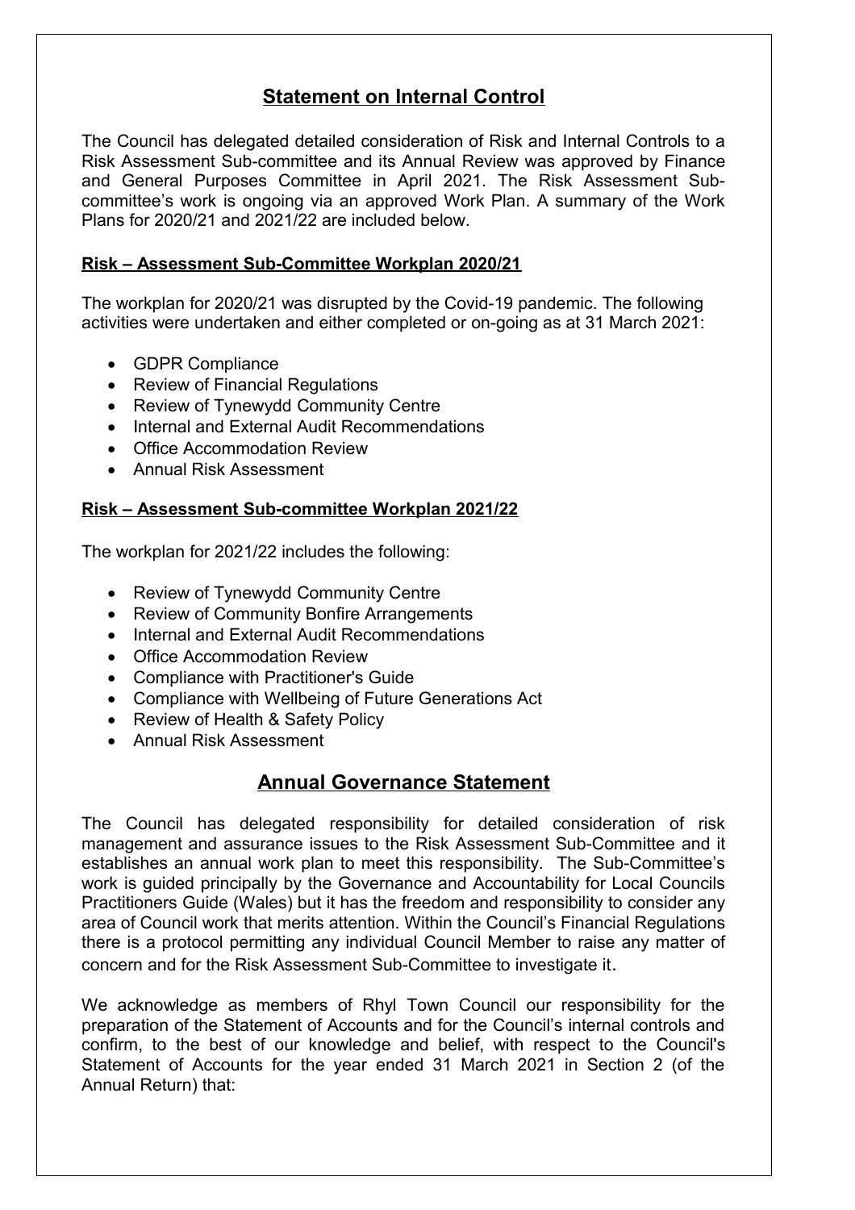## Statement on Internal Control

The Council has delegated detailed consideration of Risk and Internal Controls to a Risk Assessment Sub-committee and its Annual Review was approved by Finance and General Purposes Committee in April 2021. The Risk Assessment Sub-committee's work is ongoing via an approved Work Plan. A summary of the Work Plans for 2020/21 and 2021/22 are included below.

### Risk – Assessment Sub-Committee Workplan 2020/21

The workplan for 2020/21 was disrupted by the Covid-19 pandemic. The following activities were undertaken and either completed or on-going as at 31 March 2021:

- GDPR Compliance
- Review of Financial Regulations
- Review of Tynewydd Community Centre
- Internal and External Audit Recommendations
- Office Accommodation Review
- Annual Risk Assessment

### Risk – Assessment Sub-committee Workplan 2021/22

The workplan for 2021/22 includes the following:

- Review of Tynewydd Community Centre
- Review of Community Bonfire Arrangements
- Internal and External Audit Recommendations
- Office Accommodation Review
- Compliance with Practitioner's Guide
- Compliance with Wellbeing of Future Generations Act
- Review of Health & Safety Policy
- Annual Risk Assessment

## Annual Governance Statement

The Council has delegated responsibility for detailed consideration of risk management and assurance issues to the Risk Assessment Sub-Committee and it establishes an annual work plan to meet this responsibility. The Sub-Committee's work is guided principally by the Governance and Accountability for Local Councils Practitioners Guide (Wales) but it has the freedom and responsibility to consider any area of Council work that merits attention. Within the Council's Financial Regulations there is a protocol permitting any individual Council Member to raise any matter of concern and for the Risk Assessment Sub-Committee to investigate it.

We acknowledge as members of Rhyl Town Council our responsibility for the preparation of the Statement of Accounts and for the Council's internal controls and confirm, to the best of our knowledge and belief, with respect to the Council's Statement of Accounts for the year ended 31 March 2021 in Section 2 (of the Annual Return) that: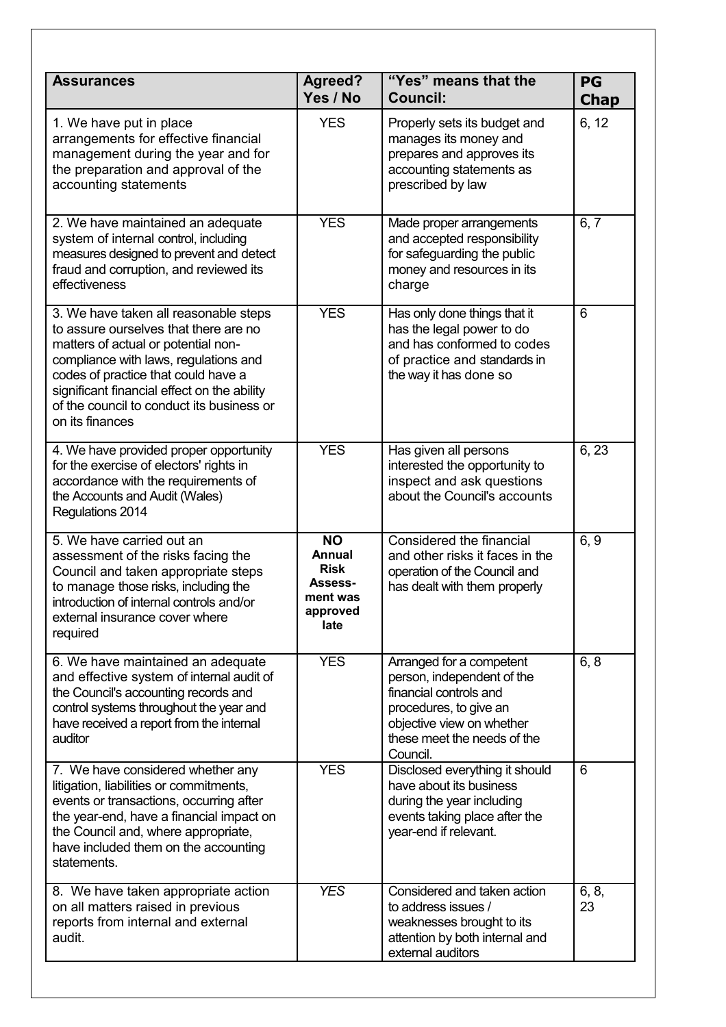| Assurances | Agreed? Yes / No | "Yes" means that the Council: | PG Chap |
|---|---|---|---|
| 1. We have put in place arrangements for effective financial management during the year and for the preparation and approval of the accounting statements | YES | Properly sets its budget and manages its money and prepares and approves its accounting statements as prescribed by law | 6, 12 |
| 2. We have maintained an adequate system of internal control, including measures designed to prevent and detect fraud and corruption, and reviewed its effectiveness | YES | Made proper arrangements and accepted responsibility for safeguarding the public money and resources in its charge | 6, 7 |
| 3. We have taken all reasonable steps to assure ourselves that there are no matters of actual or potential non-compliance with laws, regulations and codes of practice that could have a significant financial effect on the ability of the council to conduct its business or on its finances | YES | Has only done things that it has the legal power to do and has conformed to codes of practice and standards in the way it has done so | 6 |
| 4. We have provided proper opportunity for the exercise of electors' rights in accordance with the requirements of the Accounts and Audit (Wales) Regulations 2014 | YES | Has given all persons interested the opportunity to inspect and ask questions about the Council's accounts | 6, 23 |
| 5. We have carried out an assessment of the risks facing the Council and taken appropriate steps to manage those risks, including the introduction of internal controls and/or external insurance cover where required | **NO Annual Risk Assessment was approved late** | Considered the financial and other risks it faces in the operation of the Council and has dealt with them properly | 6, 9 |
| 6. We have maintained an adequate and effective system of internal audit of the Council's accounting records and control systems throughout the year and have received a report from the internal auditor | YES | Arranged for a competent person, independent of the financial controls and procedures, to give an objective view on whether these meet the needs of the Council. | 6, 8 |
| 7. We have considered whether any litigation, liabilities or commitments, events or transactions, occurring after the year-end, have a financial impact on the Council and, where appropriate, have included them on the accounting statements. | YES | Disclosed everything it should have about its business during the year including events taking place after the year-end if relevant. | 6 |
| 8. We have taken appropriate action on all matters raised in previous reports from internal and external audit. | *YES* | Considered and taken action to address issues / weaknesses brought to its attention by both internal and external auditors | 6, 8, 23 |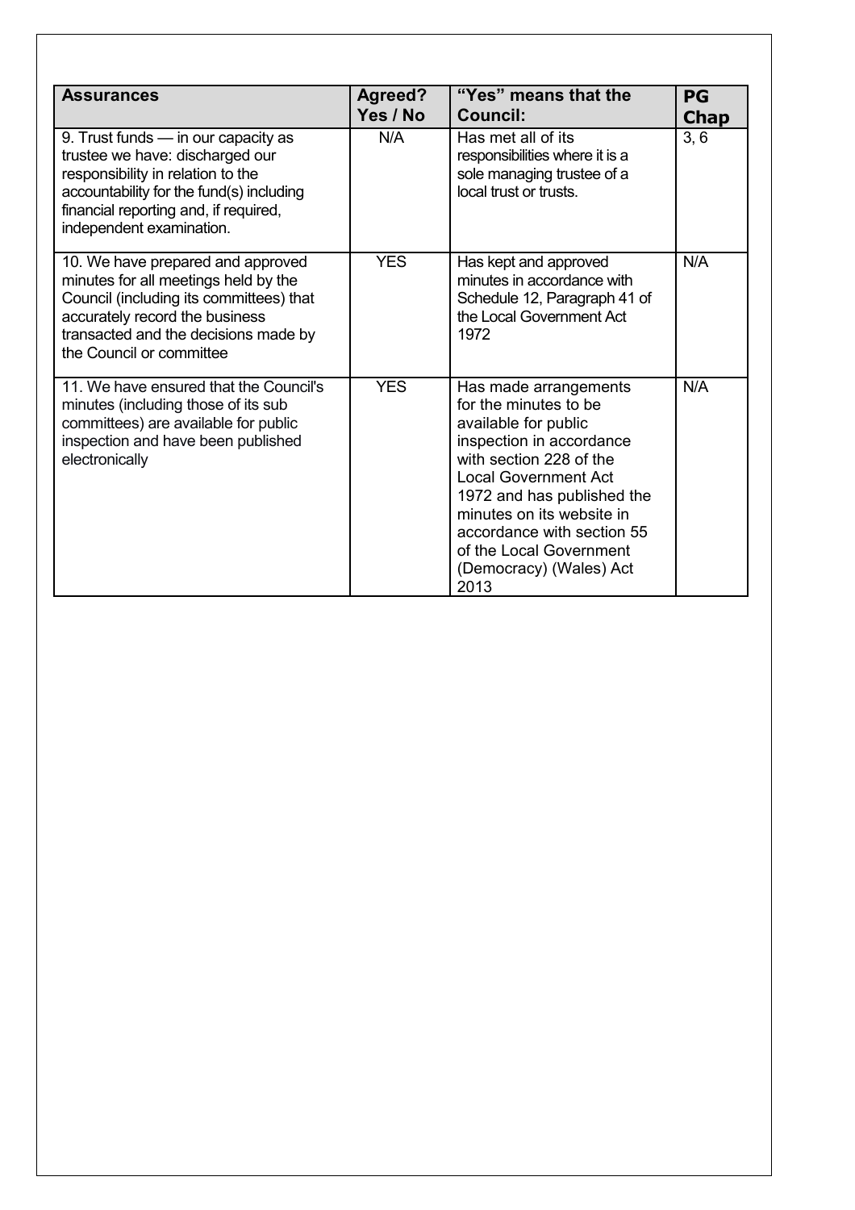| Assurances | Agreed? Yes / No | "Yes" means that the Council: | PG Chap |
|---|---|---|---|
| 9. Trust funds — in our capacity as trustee we have: discharged our responsibility in relation to the accountability for the fund(s) including financial reporting and, if required, independent examination. | N/A | Has met all of its responsibilities where it is a sole managing trustee of a local trust or trusts. | 3, 6 |
| 10. We have prepared and approved minutes for all meetings held by the Council (including its committees) that accurately record the business transacted and the decisions made by the Council or committee | YES | Has kept and approved minutes in accordance with Schedule 12, Paragraph 41 of the Local Government Act 1972 | N/A |
| 11. We have ensured that the Council's minutes (including those of its sub committees) are available for public inspection and have been published electronically | YES | Has made arrangements for the minutes to be available for public inspection in accordance with section 228 of the Local Government Act 1972 and has published the minutes on its website in accordance with section 55 of the Local Government (Democracy) (Wales) Act 2013 | N/A |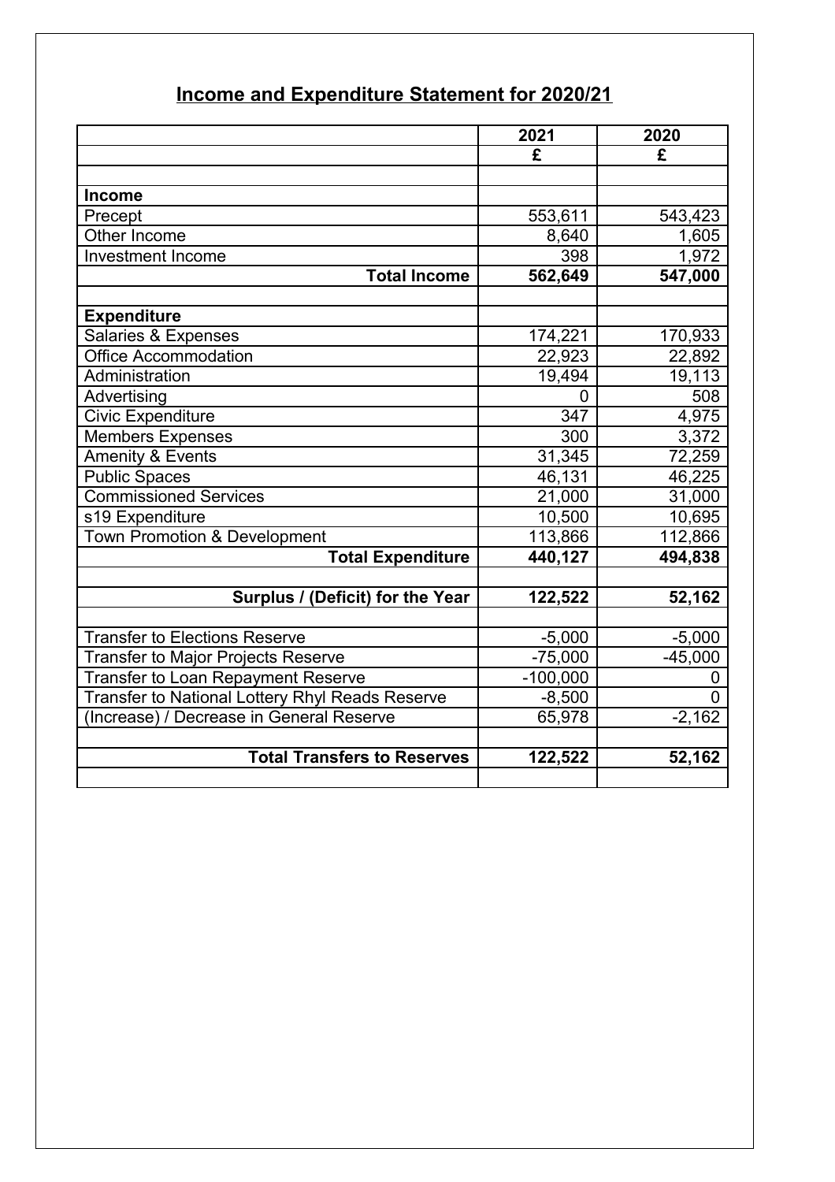# Income and Expenditure Statement for 2020/21

| | 2021 | 2020 |
|---|---|---|
| | £ | £ |
| | | |
| **Income** | | |
| Precept | 553,611 | 543,423 |
| Other Income | 8,640 | 1,605 |
| Investment Income | 398 | 1,972 |
| **Total Income** | **562,649** | **547,000** |
| | | |
| **Expenditure** | | |
| Salaries & Expenses | 174,221 | 170,933 |
| Office Accommodation | 22,923 | 22,892 |
| Administration | 19,494 | 19,113 |
| Advertising | 0 | 508 |
| Civic Expenditure | 347 | 4,975 |
| Members Expenses | 300 | 3,372 |
| Amenity & Events | 31,345 | 72,259 |
| Public Spaces | 46,131 | 46,225 |
| Commissioned Services | 21,000 | 31,000 |
| s19 Expenditure | 10,500 | 10,695 |
| Town Promotion & Development | 113,866 | 112,866 |
| **Total Expenditure** | **440,127** | **494,838** |
| | | |
| **Surplus / (Deficit) for the Year** | **122,522** | **52,162** |
| | | |
| Transfer to Elections Reserve | -5,000 | -5,000 |
| Transfer to Major Projects Reserve | -75,000 | -45,000 |
| Transfer to Loan Repayment Reserve | -100,000 | 0 |
| Transfer to National Lottery Rhyl Reads Reserve | -8,500 | 0 |
| (Increase) / Decrease in General Reserve | 65,978 | -2,162 |
| | | |
| **Total Transfers to Reserves** | **122,522** | **52,162** |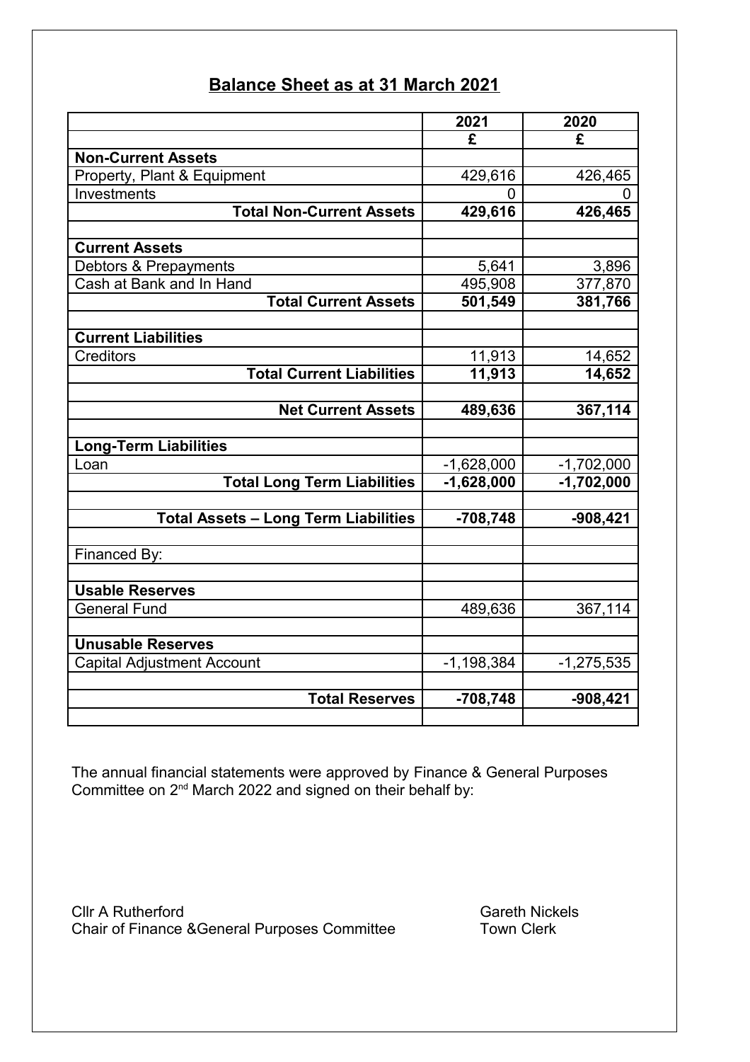## Balance Sheet as at 31 March 2021

| | 2021 | 2020 |
|---|---|---|
| | £ | £ |
| **Non-Current Assets** | | |
| Property, Plant & Equipment | 429,616 | 426,465 |
| Investments | 0 | 0 |
| **Total Non-Current Assets** | **429,616** | **426,465** |
| | | |
| **Current Assets** | | |
| Debtors & Prepayments | 5,641 | 3,896 |
| Cash at Bank and In Hand | 495,908 | 377,870 |
| **Total Current Assets** | **501,549** | **381,766** |
| | | |
| **Current Liabilities** | | |
| Creditors | 11,913 | 14,652 |
| **Total Current Liabilities** | **11,913** | **14,652** |
| | | |
| **Net Current Assets** | **489,636** | **367,114** |
| | | |
| **Long-Term Liabilities** | | |
| Loan | -1,628,000 | -1,702,000 |
| **Total Long Term Liabilities** | **-1,628,000** | **-1,702,000** |
| | | |
| **Total Assets – Long Term Liabilities** | **-708,748** | **-908,421** |
| | | |
| Financed By: | | |
| | | |
| **Usable Reserves** | | |
| General Fund | 489,636 | 367,114 |
| | | |
| **Unusable Reserves** | | |
| Capital Adjustment Account | -1,198,384 | -1,275,535 |
| | | |
| **Total Reserves** | **-708,748** | **-908,421** |

The annual financial statements were approved by Finance & General Purposes Committee on 2nd March 2022 and signed on their behalf by:

Cllr A Rutherford
Chair of Finance &General Purposes Committee

Gareth Nickels
Town Clerk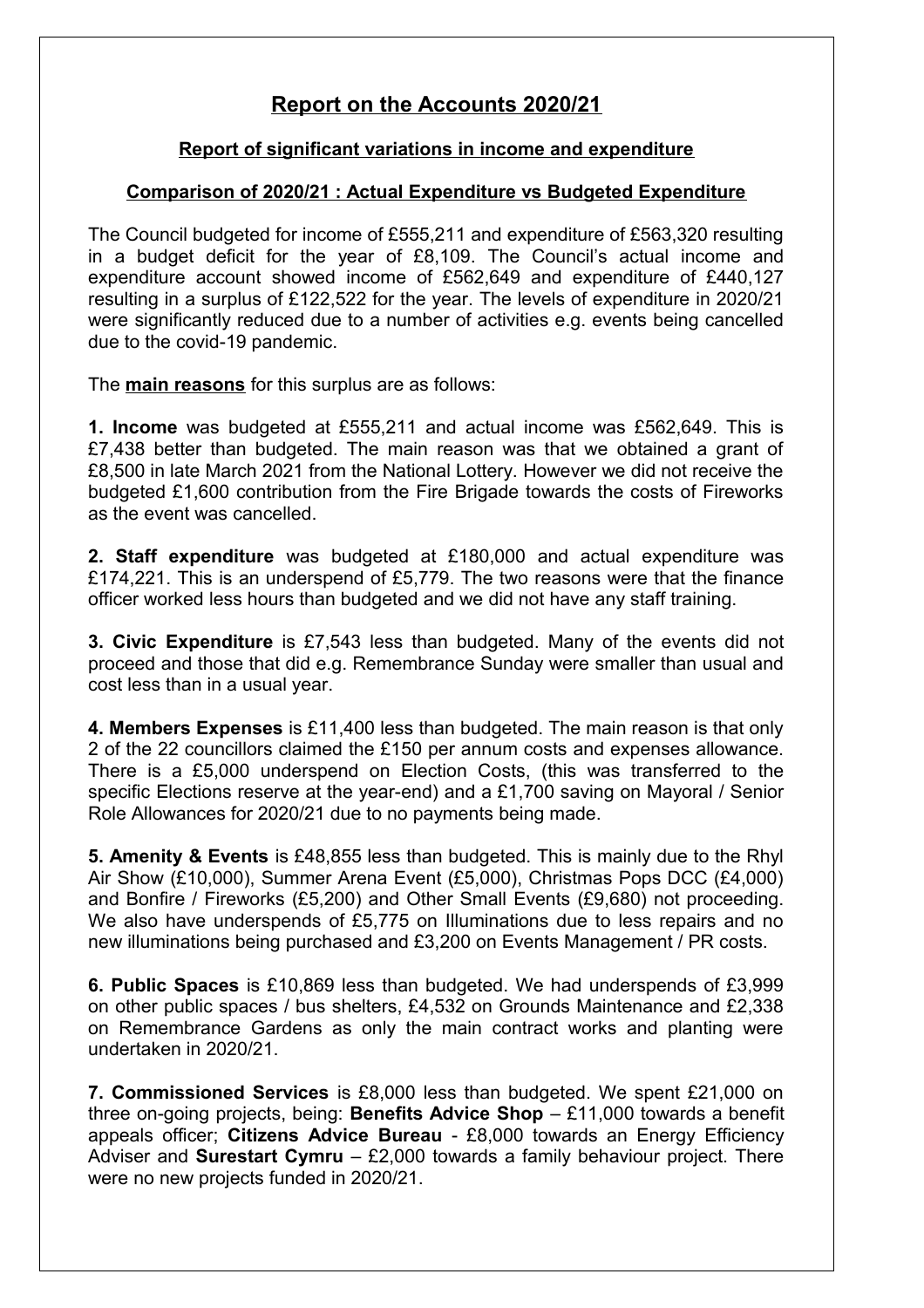# Report on the Accounts 2020/21

## Report of significant variations in income and expenditure

### Comparison of 2020/21 : Actual Expenditure vs Budgeted Expenditure

The Council budgeted for income of £555,211 and expenditure of £563,320 resulting in a budget deficit for the year of £8,109. The Council's actual income and expenditure account showed income of £562,649 and expenditure of £440,127 resulting in a surplus of £122,522 for the year. The levels of expenditure in 2020/21 were significantly reduced due to a number of activities e.g. events being cancelled due to the covid-19 pandemic.

The **main reasons** for this surplus are as follows:

**1. Income** was budgeted at £555,211 and actual income was £562,649. This is £7,438 better than budgeted. The main reason was that we obtained a grant of £8,500 in late March 2021 from the National Lottery. However we did not receive the budgeted £1,600 contribution from the Fire Brigade towards the costs of Fireworks as the event was cancelled.

**2. Staff expenditure** was budgeted at £180,000 and actual expenditure was £174,221. This is an underspend of £5,779. The two reasons were that the finance officer worked less hours than budgeted and we did not have any staff training.

**3. Civic Expenditure** is £7,543 less than budgeted. Many of the events did not proceed and those that did e.g. Remembrance Sunday were smaller than usual and cost less than in a usual year.

**4. Members Expenses** is £11,400 less than budgeted. The main reason is that only 2 of the 22 councillors claimed the £150 per annum costs and expenses allowance. There is a £5,000 underspend on Election Costs, (this was transferred to the specific Elections reserve at the year-end) and a £1,700 saving on Mayoral / Senior Role Allowances for 2020/21 due to no payments being made.

**5. Amenity & Events** is £48,855 less than budgeted. This is mainly due to the Rhyl Air Show (£10,000), Summer Arena Event (£5,000), Christmas Pops DCC (£4,000) and Bonfire / Fireworks (£5,200) and Other Small Events (£9,680) not proceeding. We also have underspends of £5,775 on Illuminations due to less repairs and no new illuminations being purchased and £3,200 on Events Management / PR costs.

**6. Public Spaces** is £10,869 less than budgeted. We had underspends of £3,999 on other public spaces / bus shelters, £4,532 on Grounds Maintenance and £2,338 on Remembrance Gardens as only the main contract works and planting were undertaken in 2020/21.

**7. Commissioned Services** is £8,000 less than budgeted. We spent £21,000 on three on-going projects, being: **Benefits Advice Shop** – £11,000 towards a benefit appeals officer; **Citizens Advice Bureau** - £8,000 towards an Energy Efficiency Adviser and **Surestart Cymru** – £2,000 towards a family behaviour project. There were no new projects funded in 2020/21.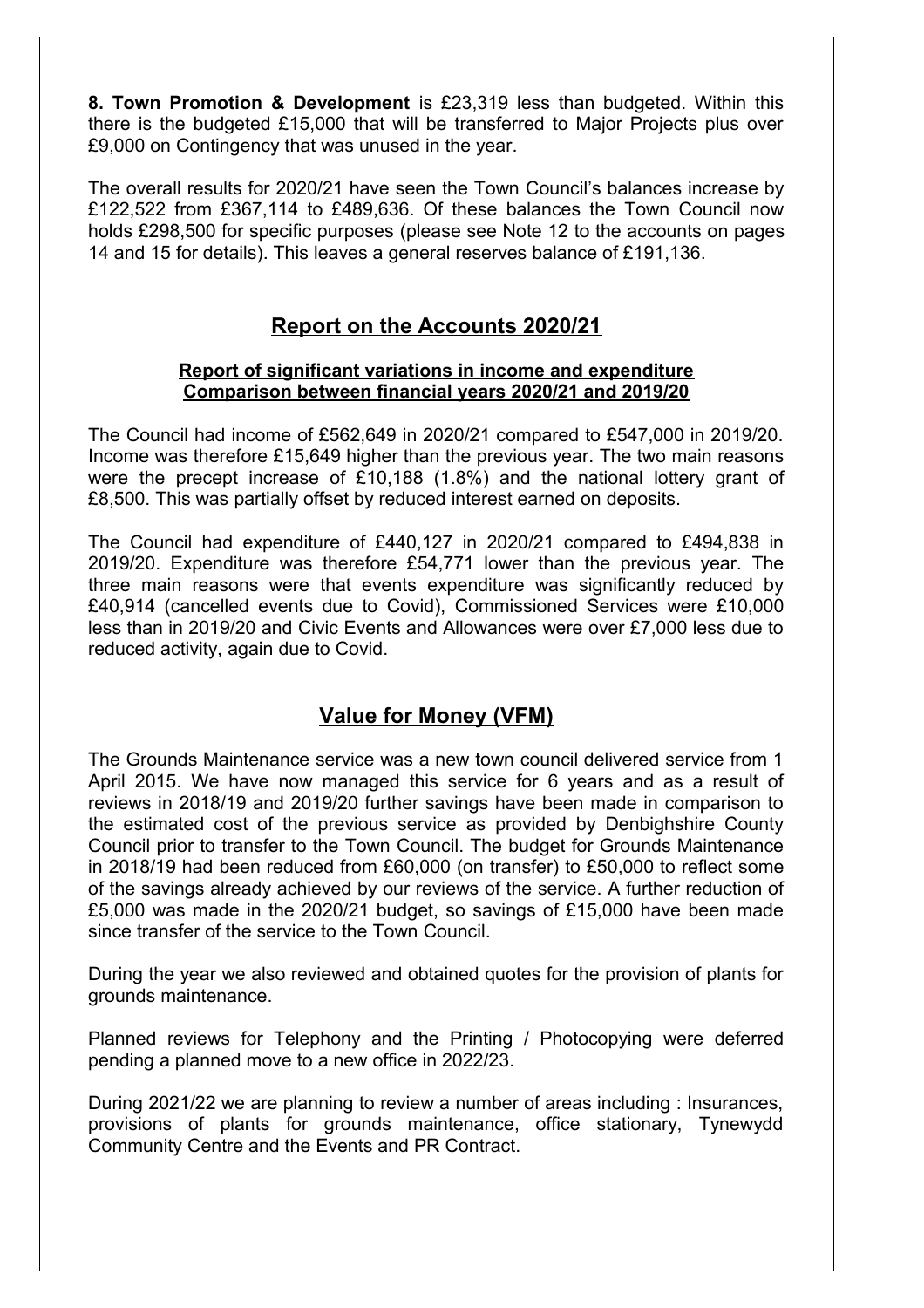**8. Town Promotion & Development** is £23,319 less than budgeted. Within this there is the budgeted £15,000 that will be transferred to Major Projects plus over £9,000 on Contingency that was unused in the year.

The overall results for 2020/21 have seen the Town Council's balances increase by £122,522 from £367,114 to £489,636. Of these balances the Town Council now holds £298,500 for specific purposes (please see Note 12 to the accounts on pages 14 and 15 for details). This leaves a general reserves balance of £191,136.

## Report on the Accounts 2020/21

### Report of significant variations in income and expenditure Comparison between financial years 2020/21 and 2019/20

The Council had income of £562,649 in 2020/21 compared to £547,000 in 2019/20. Income was therefore £15,649 higher than the previous year. The two main reasons were the precept increase of £10,188 (1.8%) and the national lottery grant of £8,500. This was partially offset by reduced interest earned on deposits.

The Council had expenditure of £440,127 in 2020/21 compared to £494,838 in 2019/20. Expenditure was therefore £54,771 lower than the previous year. The three main reasons were that events expenditure was significantly reduced by £40,914 (cancelled events due to Covid), Commissioned Services were £10,000 less than in 2019/20 and Civic Events and Allowances were over £7,000 less due to reduced activity, again due to Covid.

## Value for Money (VFM)

The Grounds Maintenance service was a new town council delivered service from 1 April 2015. We have now managed this service for 6 years and as a result of reviews in 2018/19 and 2019/20 further savings have been made in comparison to the estimated cost of the previous service as provided by Denbighshire County Council prior to transfer to the Town Council. The budget for Grounds Maintenance in 2018/19 had been reduced from £60,000 (on transfer) to £50,000 to reflect some of the savings already achieved by our reviews of the service. A further reduction of £5,000 was made in the 2020/21 budget, so savings of £15,000 have been made since transfer of the service to the Town Council.

During the year we also reviewed and obtained quotes for the provision of plants for grounds maintenance.

Planned reviews for Telephony and the Printing / Photocopying were deferred pending a planned move to a new office in 2022/23.

During 2021/22 we are planning to review a number of areas including : Insurances, provisions of plants for grounds maintenance, office stationary, Tynewydd Community Centre and the Events and PR Contract.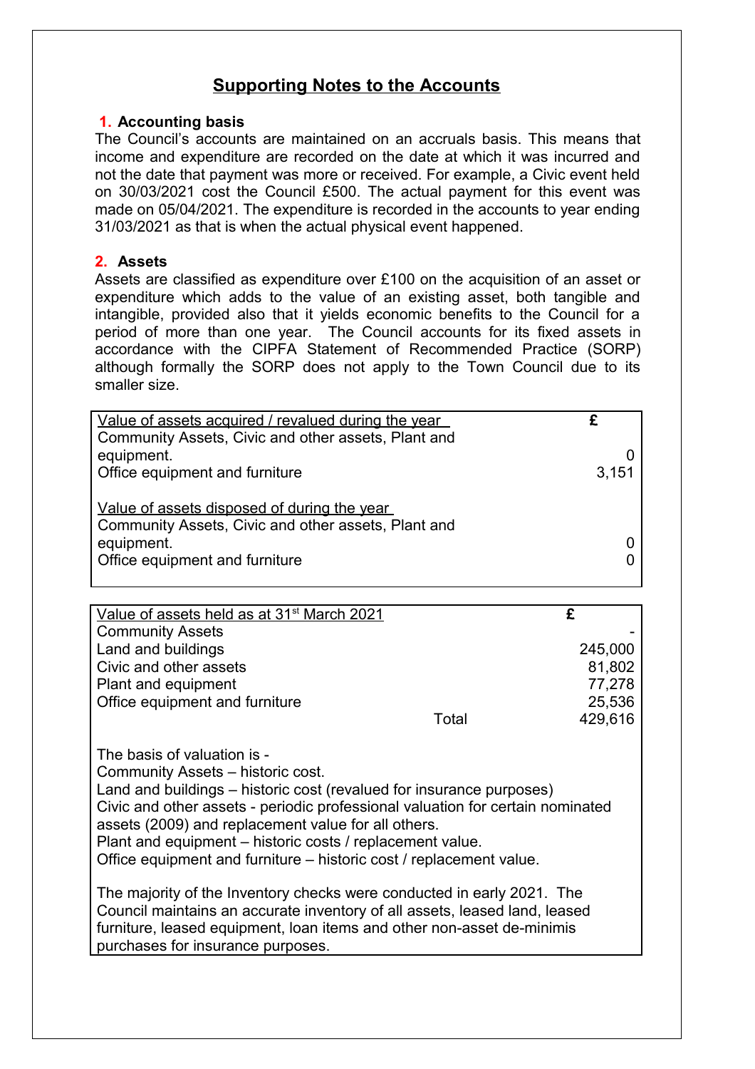# Supporting Notes to the Accounts

## 1. Accounting basis

The Council's accounts are maintained on an accruals basis. This means that income and expenditure are recorded on the date at which it was incurred and not the date that payment was more or received. For example, a Civic event held on 30/03/2021 cost the Council £500. The actual payment for this event was made on 05/04/2021. The expenditure is recorded in the accounts to year ending 31/03/2021 as that is when the actual physical event happened.

## 2. Assets

Assets are classified as expenditure over £100 on the acquisition of an asset or expenditure which adds to the value of an existing asset, both tangible and intangible, provided also that it yields economic benefits to the Council for a period of more than one year. The Council accounts for its fixed assets in accordance with the CIPFA Statement of Recommended Practice (SORP) although formally the SORP does not apply to the Town Council due to its smaller size.

| Value of assets acquired / revalued during the year | £ |
|---|---|
| Community Assets, Civic and other assets, Plant and equipment. | 0 |
| Office equipment and furniture | 3,151 |
| **Value of assets disposed of during the year** | |
| Community Assets, Civic and other assets, Plant and equipment. | 0 |
| Office equipment and furniture | 0 |

| Value of assets held as at 31st March 2021 | | £ |
|---|---|---|
| Community Assets | | - |
| Land and buildings | | 245,000 |
| Civic and other assets | | 81,802 |
| Plant and equipment | | 77,278 |
| Office equipment and furniture | | 25,536 |
| | Total | 429,616 |

The basis of valuation is -
Community Assets – historic cost.
Land and buildings – historic cost (revalued for insurance purposes)
Civic and other assets - periodic professional valuation for certain nominated assets (2009) and replacement value for all others.
Plant and equipment – historic costs / replacement value.
Office equipment and furniture – historic cost / replacement value.

The majority of the Inventory checks were conducted in early 2021. The Council maintains an accurate inventory of all assets, leased land, leased furniture, leased equipment, loan items and other non-asset de-minimis purchases for insurance purposes.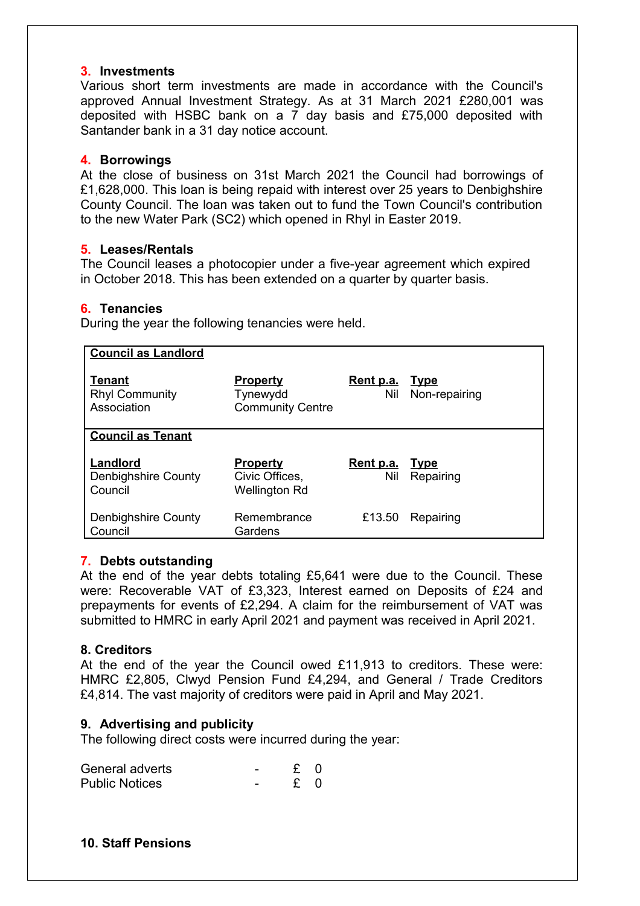## 3. Investments

Various short term investments are made in accordance with the Council's approved Annual Investment Strategy. As at 31 March 2021 £280,001 was deposited with HSBC bank on a 7 day basis and £75,000 deposited with Santander bank in a 31 day notice account.

## 4. Borrowings

At the close of business on 31st March 2021 the Council had borrowings of £1,628,000. This loan is being repaid with interest over 25 years to Denbighshire County Council. The loan was taken out to fund the Town Council's contribution to the new Water Park (SC2) which opened in Rhyl in Easter 2019.

## 5. Leases/Rentals

The Council leases a photocopier under a five-year agreement which expired in October 2018. This has been extended on a quarter by quarter basis.

## 6. Tenancies

During the year the following tenancies were held.

| **Council as Landlord** | | | |
|---|---|---|---|
| **Tenant** | **Property** | **Rent p.a.** | **Type** |
| Rhyl Community Association | Tynewydd Community Centre | Nil | Non-repairing |
| **Council as Tenant** | | | |
| **Landlord** | **Property** | **Rent p.a.** | **Type** |
| Denbighshire County Council | Civic Offices, Wellington Rd | Nil | Repairing |
| Denbighshire County Council | Remembrance Gardens | £13.50 | Repairing |

## 7. Debts outstanding

At the end of the year debts totaling £5,641 were due to the Council. These were: Recoverable VAT of £3,323, Interest earned on Deposits of £24 and prepayments for events of £2,294. A claim for the reimbursement of VAT was submitted to HMRC in early April 2021 and payment was received in April 2021.

## 8. Creditors

At the end of the year the Council owed £11,913 to creditors. These were: HMRC £2,805, Clwyd Pension Fund £4,294, and General / Trade Creditors £4,814. The vast majority of creditors were paid in April and May 2021.

## 9. Advertising and publicity

The following direct costs were incurred during the year:

| | | |
|---|---|---|
| General adverts | - | £ 0 |
| Public Notices | - | £ 0 |

## 10. Staff Pensions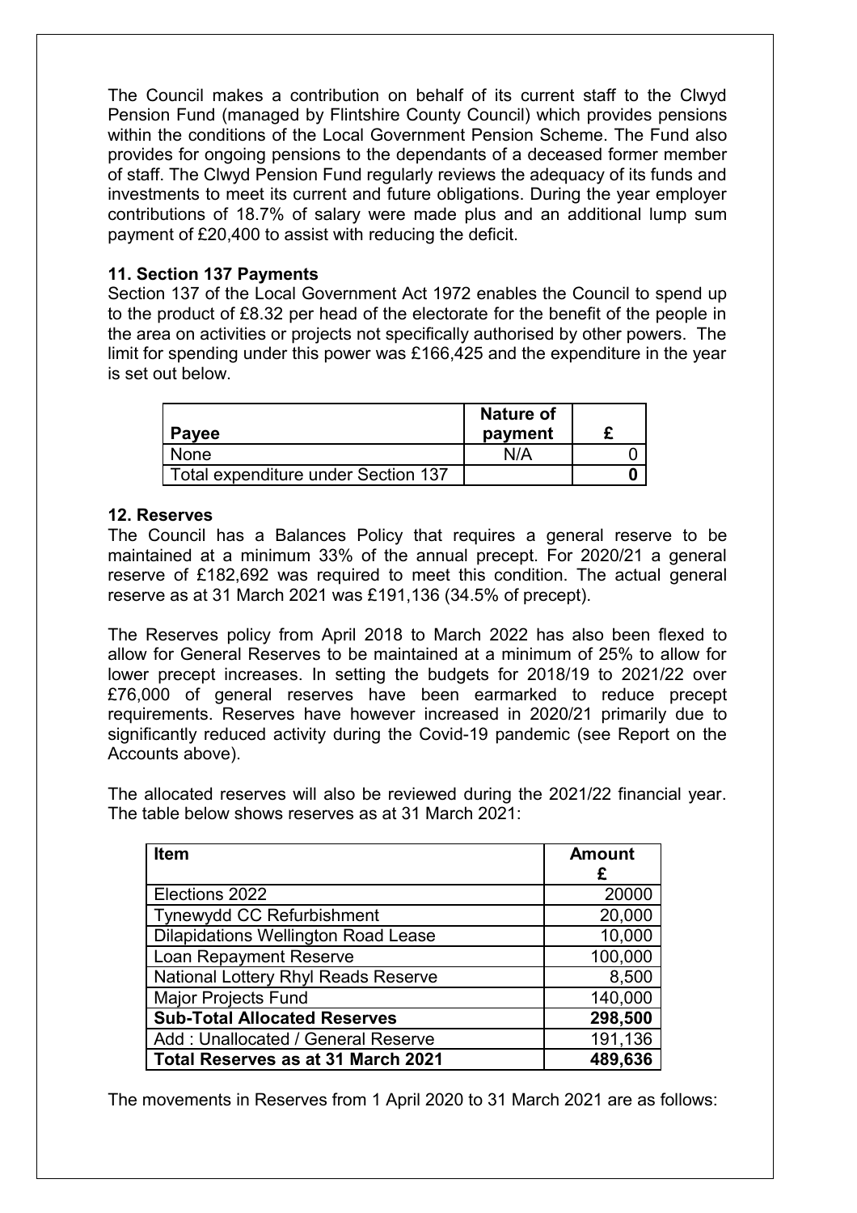The Council makes a contribution on behalf of its current staff to the Clwyd Pension Fund (managed by Flintshire County Council) which provides pensions within the conditions of the Local Government Pension Scheme. The Fund also provides for ongoing pensions to the dependants of a deceased former member of staff. The Clwyd Pension Fund regularly reviews the adequacy of its funds and investments to meet its current and future obligations. During the year employer contributions of 18.7% of salary were made plus and an additional lump sum payment of £20,400 to assist with reducing the deficit.

**11. Section 137 Payments**

Section 137 of the Local Government Act 1972 enables the Council to spend up to the product of £8.32 per head of the electorate for the benefit of the people in the area on activities or projects not specifically authorised by other powers. The limit for spending under this power was £166,425 and the expenditure in the year is set out below.

| Payee | Nature of payment | £ |
|---|---|---|
| None | N/A | 0 |
| Total expenditure under Section 137 | | **0** |

**12. Reserves**

The Council has a Balances Policy that requires a general reserve to be maintained at a minimum 33% of the annual precept. For 2020/21 a general reserve of £182,692 was required to meet this condition. The actual general reserve as at 31 March 2021 was £191,136 (34.5% of precept).

The Reserves policy from April 2018 to March 2022 has also been flexed to allow for General Reserves to be maintained at a minimum of 25% to allow for lower precept increases. In setting the budgets for 2018/19 to 2021/22 over £76,000 of general reserves have been earmarked to reduce precept requirements. Reserves have however increased in 2020/21 primarily due to significantly reduced activity during the Covid-19 pandemic (see Report on the Accounts above).

The allocated reserves will also be reviewed during the 2021/22 financial year. The table below shows reserves as at 31 March 2021:

| Item | Amount £ |
|---|---|
| Elections 2022 | 20000 |
| Tynewydd CC Refurbishment | 20,000 |
| Dilapidations Wellington Road Lease | 10,000 |
| Loan Repayment Reserve | 100,000 |
| National Lottery Rhyl Reads Reserve | 8,500 |
| Major Projects Fund | 140,000 |
| **Sub-Total Allocated Reserves** | **298,500** |
| Add : Unallocated / General Reserve | 191,136 |
| **Total Reserves as at 31 March 2021** | **489,636** |

The movements in Reserves from 1 April 2020 to 31 March 2021 are as follows: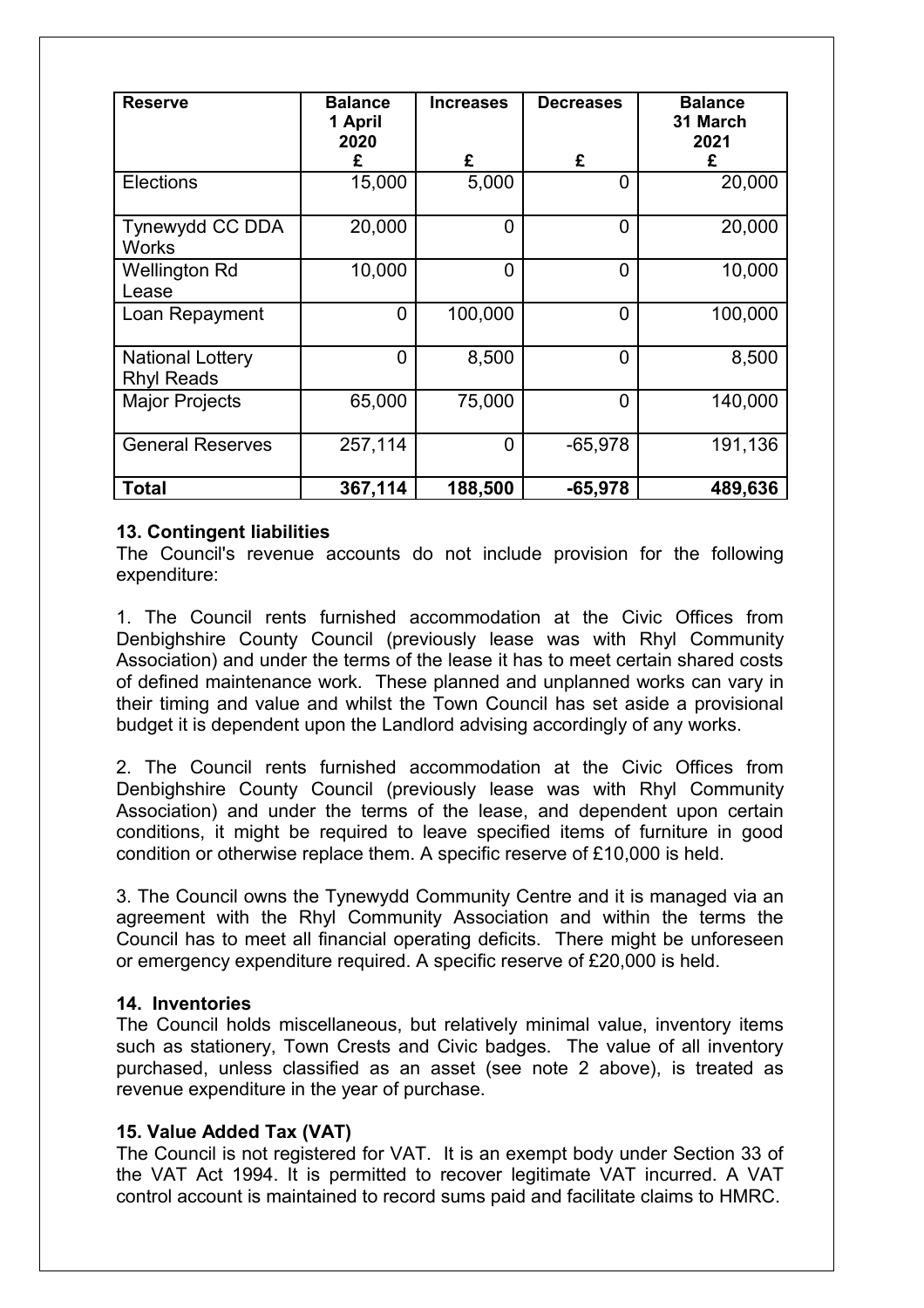| Reserve | Balance 1 April 2020 £ | Increases £ | Decreases £ | Balance 31 March 2021 £ |
|---|---|---|---|---|
| Elections | 15,000 | 5,000 | 0 | 20,000 |
| Tynewydd CC DDA Works | 20,000 | 0 | 0 | 20,000 |
| Wellington Rd Lease | 10,000 | 0 | 0 | 10,000 |
| Loan Repayment | 0 | 100,000 | 0 | 100,000 |
| National Lottery Rhyl Reads | 0 | 8,500 | 0 | 8,500 |
| Major Projects | 65,000 | 75,000 | 0 | 140,000 |
| General Reserves | 257,114 | 0 | -65,978 | 191,136 |
| **Total** | **367,114** | **188,500** | **-65,978** | **489,636** |

**13. Contingent liabilities**

The Council's revenue accounts do not include provision for the following expenditure:

1. The Council rents furnished accommodation at the Civic Offices from Denbighshire County Council (previously lease was with Rhyl Community Association) and under the terms of the lease it has to meet certain shared costs of defined maintenance work. These planned and unplanned works can vary in their timing and value and whilst the Town Council has set aside a provisional budget it is dependent upon the Landlord advising accordingly of any works.

2. The Council rents furnished accommodation at the Civic Offices from Denbighshire County Council (previously lease was with Rhyl Community Association) and under the terms of the lease, and dependent upon certain conditions, it might be required to leave specified items of furniture in good condition or otherwise replace them. A specific reserve of £10,000 is held.

3. The Council owns the Tynewydd Community Centre and it is managed via an agreement with the Rhyl Community Association and within the terms the Council has to meet all financial operating deficits. There might be unforeseen or emergency expenditure required. A specific reserve of £20,000 is held.

**14. Inventories**

The Council holds miscellaneous, but relatively minimal value, inventory items such as stationery, Town Crests and Civic badges. The value of all inventory purchased, unless classified as an asset (see note 2 above), is treated as revenue expenditure in the year of purchase.

**15. Value Added Tax (VAT)**

The Council is not registered for VAT. It is an exempt body under Section 33 of the VAT Act 1994. It is permitted to recover legitimate VAT incurred. A VAT control account is maintained to record sums paid and facilitate claims to HMRC.